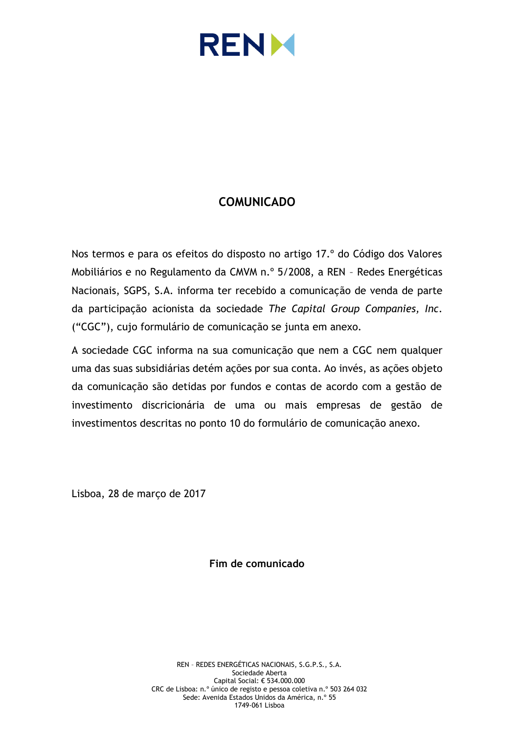# COMUNICADO

Nos termos e para os efeitos do disposto no artigo 17.º do Código dos Valores Mobiliários e no Regulamento da CMVM n.º 5/2008, a REN – Redes Energéticas Nacionais, SGPS, S.A. informa ter recebido a comunicação de venda de parte da participação acionista da sociedade *The Capital Group Companies, Inc*. ("CGC"), cujo formulário de comunicação se junta em anexo.

A sociedade CGC informa na sua comunicação que nem a CGC nem qualquer uma das suas subsidiárias detém ações por sua conta. Ao invés, as ações objeto da comunicação são detidas por fundos e contas de acordo com a gestão de investimento discricionária de uma ou mais empresas de gestão de investimentos descritas no ponto 10 do formulário de comunicação anexo.

Lisboa, 28 de março de 2017

**Fim de comunicado**

REN – REDES ENERGÉTICAS NACIONAIS, S.G.P.S., S.A.
Sociedade Aberta
Capital Social: € 534.000.000
CRC de Lisboa: n.º único de registo e pessoa coletiva n.º 503 264 032
Sede: Avenida Estados Unidos da América, n.º 55
1749-061 Lisboa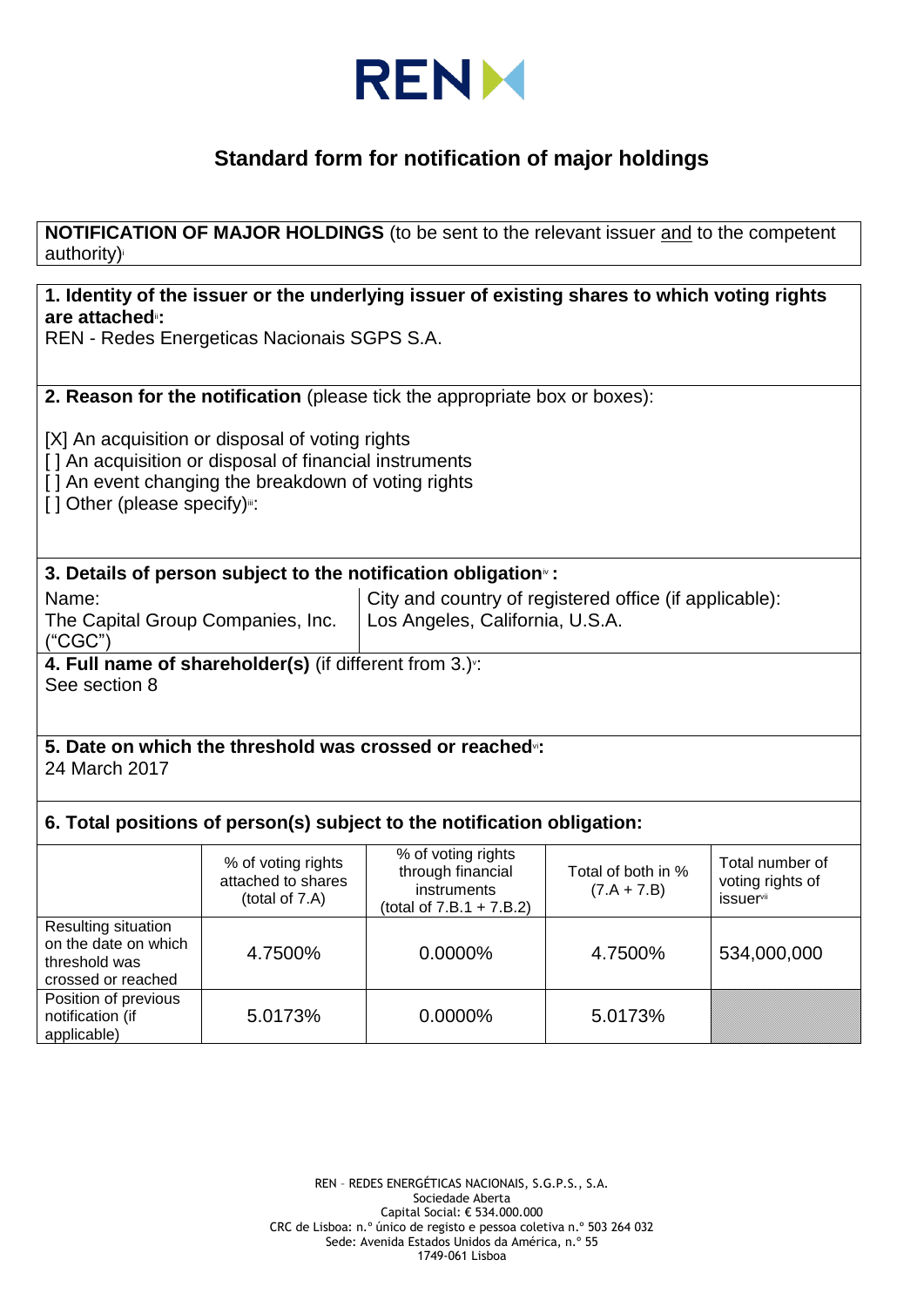## Standard form for notification of major holdings

**NOTIFICATION OF MAJOR HOLDINGS** (to be sent to the relevant issuer and to the competent authority)[i]

**1. Identity of the issuer or the underlying issuer of existing shares to which voting rights are attached[ii]:**
REN - Redes Energeticas Nacionais SGPS S.A.

**2. Reason for the notification** (please tick the appropriate box or boxes):

[X] An acquisition or disposal of voting rights
[ ] An acquisition or disposal of financial instruments
[ ] An event changing the breakdown of voting rights
[ ] Other (please specify)[iii]:

**3. Details of person subject to the notification obligation[iv] :**

| Name: | City and country of registered office (if applicable): |
|---|---|
| The Capital Group Companies, Inc. ("CGC") | Los Angeles, California, U.S.A. |

**4. Full name of shareholder(s)** (if different from 3.)[v]:
See section 8

**5. Date on which the threshold was crossed or reached[vi]:**
24 March 2017

**6. Total positions of person(s) subject to the notification obligation:**

| | % of voting rights attached to shares (total of 7.A) | % of voting rights through financial instruments (total of 7.B.1 + 7.B.2) | Total of both in % (7.A + 7.B) | Total number of voting rights of issuer[vii] |
|---|---|---|---|---|
| Resulting situation on the date on which threshold was crossed or reached | 4.7500% | 0.0000% | 4.7500% | 534,000,000 |
| Position of previous notification (if applicable) | 5.0173% | 0.0000% | 5.0173% | |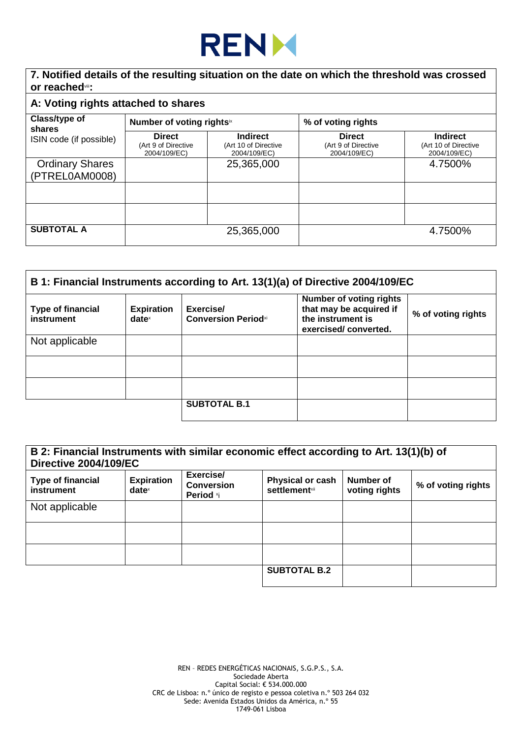## 7. Notified details of the resulting situation on the date on which the threshold was crossed or reached[viii]:

### A: Voting rights attached to shares

| Class/type of shares ISIN code (if possible) | Number of voting rights[ix] | | % of voting rights | |
|---|---|---|---|---|
| | Direct (Art 9 of Directive 2004/109/EC) | Indirect (Art 10 of Directive 2004/109/EC) | Direct (Art 9 of Directive 2004/109/EC) | Indirect (Art 10 of Directive 2004/109/EC) |
| Ordinary Shares (PTREL0AM0008) | | 25,365,000 | | 4.7500% |
| | | | | |
| | | | | |
| **SUBTOTAL A** | 25,365,000 | | 4.7500% | |

### B 1: Financial Instruments according to Art. 13(1)(a) of Directive 2004/109/EC

| Type of financial instrument | Expiration date[x] | Exercise/ Conversion Period[xi] | Number of voting rights that may be acquired if the instrument is exercised/ converted. | % of voting rights |
|---|---|---|---|---|
| Not applicable | | | | |
| | | | | |
| | | | | |
| | | **SUBTOTAL B.1** | | |

### B 2: Financial Instruments with similar economic effect according to Art. 13(1)(b) of Directive 2004/109/EC

| Type of financial instrument | Expiration date[x] | Exercise/ Conversion Period [xi] | Physical or cash settlement[xii] | Number of voting rights | % of voting rights |
|---|---|---|---|---|---|
| Not applicable | | | | | |
| | | | | | |
| | | | | | |
| | | | **SUBTOTAL B.2** | | |

REN – REDES ENERGÉTICAS NACIONAIS, S.G.P.S., S.A.
Sociedade Aberta
Capital Social: € 534.000.000
CRC de Lisboa: n.º único de registo e pessoa coletiva n.º 503 264 032
Sede: Avenida Estados Unidos da América, n.º 55
1749-061 Lisboa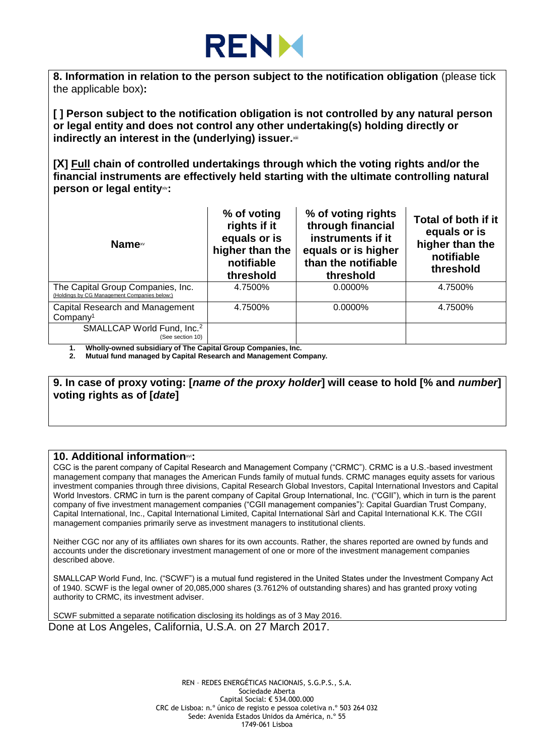**8. Information in relation to the person subject to the notification obligation** (please tick the applicable box)**:**

**[ ] Person subject to the notification obligation is not controlled by any natural person or legal entity and does not control any other undertaking(s) holding directly or indirectly an interest in the (underlying) issuer.**[xiii]

**[X] Full chain of controlled undertakings through which the voting rights and/or the financial instruments are effectively held starting with the ultimate controlling natural person or legal entity**[xiv]**:**

| **Name**[xv] | **% of voting rights if it equals or is higher than the notifiable threshold** | **% of voting rights through financial instruments if it equals or is higher than the notifiable threshold** | **Total of both if it equals or is higher than the notifiable threshold** |
|---|---|---|---|
| The Capital Group Companies, Inc. (Holdings by CG Management Companies below:) | 4.7500% | 0.0000% | 4.7500% |
| Capital Research and Management Company[1] | 4.7500% | 0.0000% | 4.7500% |
| SMALLCAP World Fund, Inc.[2] (See section 10) | | | |

1. **Wholly-owned subsidiary of The Capital Group Companies, Inc.**
2. **Mutual fund managed by Capital Research and Management Company.**

**9. In case of proxy voting: [*name of the proxy holder*] will cease to hold [% and *number*] voting rights as of [*date*]**

**10. Additional information**[xvi]**:**

CGC is the parent company of Capital Research and Management Company ("CRMC"). CRMC is a U.S.-based investment management company that manages the American Funds family of mutual funds. CRMC manages equity assets for various investment companies through three divisions, Capital Research Global Investors, Capital International Investors and Capital World Investors. CRMC in turn is the parent company of Capital Group International, Inc. ("CGII"), which in turn is the parent company of five investment management companies ("CGII management companies"): Capital Guardian Trust Company, Capital International, Inc., Capital International Limited, Capital International Sàrl and Capital International K.K. The CGII management companies primarily serve as investment managers to institutional clients.

Neither CGC nor any of its affiliates own shares for its own accounts. Rather, the shares reported are owned by funds and accounts under the discretionary investment management of one or more of the investment management companies described above.

SMALLCAP World Fund, Inc. ("SCWF") is a mutual fund registered in the United States under the Investment Company Act of 1940. SCWF is the legal owner of 20,085,000 shares (3.7612% of outstanding shares) and has granted proxy voting authority to CRMC, its investment adviser.

SCWF submitted a separate notification disclosing its holdings as of 3 May 2016.

Done at Los Angeles, California, U.S.A. on 27 March 2017.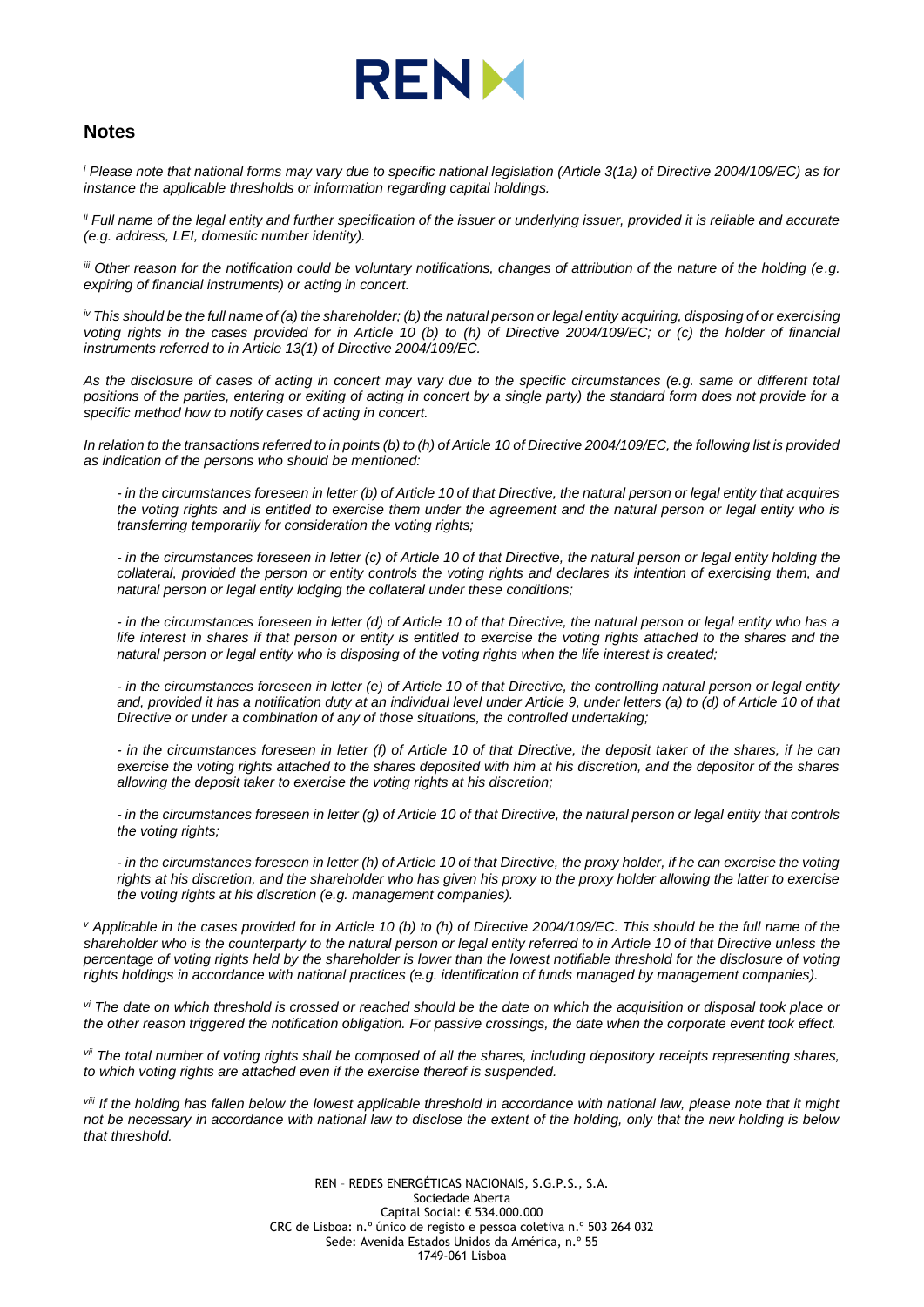## Notes

*[i] Please note that national forms may vary due to specific national legislation (Article 3(1a) of Directive 2004/109/EC) as for instance the applicable thresholds or information regarding capital holdings.*

*[ii] Full name of the legal entity and further specification of the issuer or underlying issuer, provided it is reliable and accurate (e.g. address, LEI, domestic number identity).*

*[iii] Other reason for the notification could be voluntary notifications, changes of attribution of the nature of the holding (e.g. expiring of financial instruments) or acting in concert.*

*[iv] This should be the full name of (a) the shareholder; (b) the natural person or legal entity acquiring, disposing of or exercising voting rights in the cases provided for in Article 10 (b) to (h) of Directive 2004/109/EC; or (c) the holder of financial instruments referred to in Article 13(1) of Directive 2004/109/EC.*

*As the disclosure of cases of acting in concert may vary due to the specific circumstances (e.g. same or different total positions of the parties, entering or exiting of acting in concert by a single party) the standard form does not provide for a specific method how to notify cases of acting in concert.*

*In relation to the transactions referred to in points (b) to (h) of Article 10 of Directive 2004/109/EC, the following list is provided as indication of the persons who should be mentioned:*

- *in the circumstances foreseen in letter (b) of Article 10 of that Directive, the natural person or legal entity that acquires the voting rights and is entitled to exercise them under the agreement and the natural person or legal entity who is transferring temporarily for consideration the voting rights;*

- *in the circumstances foreseen in letter (c) of Article 10 of that Directive, the natural person or legal entity holding the collateral, provided the person or entity controls the voting rights and declares its intention of exercising them, and natural person or legal entity lodging the collateral under these conditions;*

- *in the circumstances foreseen in letter (d) of Article 10 of that Directive, the natural person or legal entity who has a life interest in shares if that person or entity is entitled to exercise the voting rights attached to the shares and the natural person or legal entity who is disposing of the voting rights when the life interest is created;*

- *in the circumstances foreseen in letter (e) of Article 10 of that Directive, the controlling natural person or legal entity and, provided it has a notification duty at an individual level under Article 9, under letters (a) to (d) of Article 10 of that Directive or under a combination of any of those situations, the controlled undertaking;*

- *in the circumstances foreseen in letter (f) of Article 10 of that Directive, the deposit taker of the shares, if he can exercise the voting rights attached to the shares deposited with him at his discretion, and the depositor of the shares allowing the deposit taker to exercise the voting rights at his discretion;*

- *in the circumstances foreseen in letter (g) of Article 10 of that Directive, the natural person or legal entity that controls the voting rights;*

- *in the circumstances foreseen in letter (h) of Article 10 of that Directive, the proxy holder, if he can exercise the voting rights at his discretion, and the shareholder who has given his proxy to the proxy holder allowing the latter to exercise the voting rights at his discretion (e.g. management companies).*

*[v] Applicable in the cases provided for in Article 10 (b) to (h) of Directive 2004/109/EC. This should be the full name of the shareholder who is the counterparty to the natural person or legal entity referred to in Article 10 of that Directive unless the percentage of voting rights held by the shareholder is lower than the lowest notifiable threshold for the disclosure of voting rights holdings in accordance with national practices (e.g. identification of funds managed by management companies).*

*[vi] The date on which threshold is crossed or reached should be the date on which the acquisition or disposal took place or the other reason triggered the notification obligation. For passive crossings, the date when the corporate event took effect.*

*[vii] The total number of voting rights shall be composed of all the shares, including depository receipts representing shares, to which voting rights are attached even if the exercise thereof is suspended.*

*[viii] If the holding has fallen below the lowest applicable threshold in accordance with national law, please note that it might not be necessary in accordance with national law to disclose the extent of the holding, only that the new holding is below that threshold.*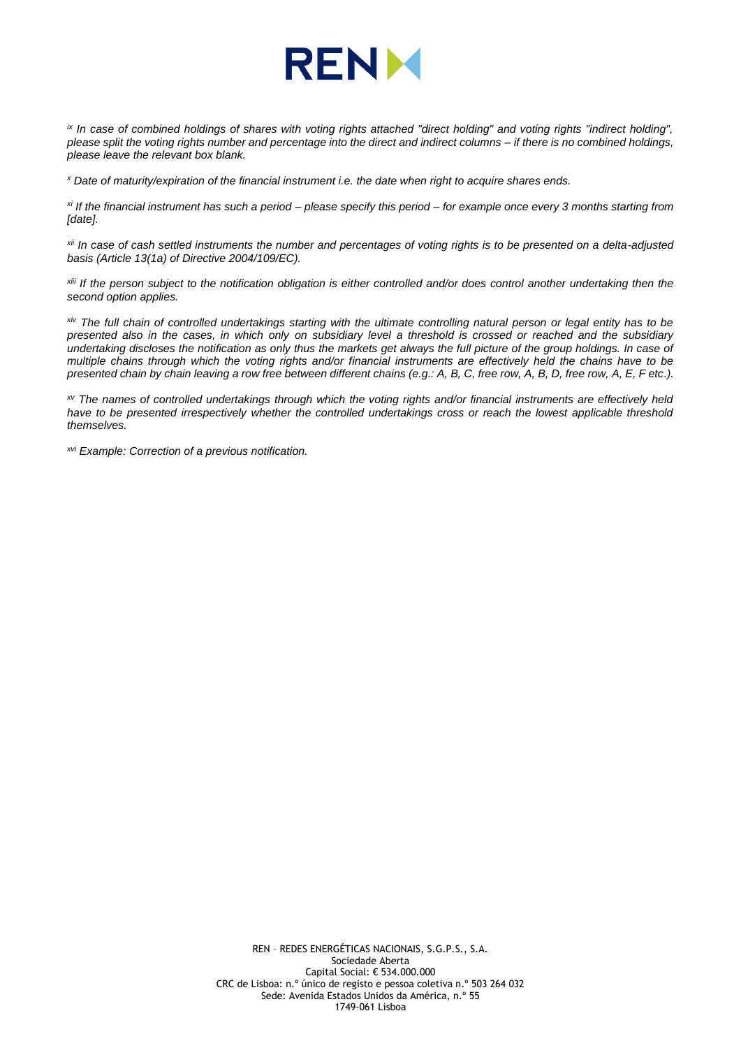*[ix] In case of combined holdings of shares with voting rights attached "direct holding" and voting rights "indirect holding", please split the voting rights number and percentage into the direct and indirect columns – if there is no combined holdings, please leave the relevant box blank.*

*[x] Date of maturity/expiration of the financial instrument i.e. the date when right to acquire shares ends.*

*[xi] If the financial instrument has such a period – please specify this period – for example once every 3 months starting from [date].*

*[xii] In case of cash settled instruments the number and percentages of voting rights is to be presented on a delta-adjusted basis (Article 13(1a) of Directive 2004/109/EC).*

*[xiii] If the person subject to the notification obligation is either controlled and/or does control another undertaking then the second option applies.*

*[xiv] The full chain of controlled undertakings starting with the ultimate controlling natural person or legal entity has to be presented also in the cases, in which only on subsidiary level a threshold is crossed or reached and the subsidiary undertaking discloses the notification as only thus the markets get always the full picture of the group holdings. In case of multiple chains through which the voting rights and/or financial instruments are effectively held the chains have to be presented chain by chain leaving a row free between different chains (e.g.: A, B, C, free row, A, B, D, free row, A, E, F etc.).*

*[xv] The names of controlled undertakings through which the voting rights and/or financial instruments are effectively held have to be presented irrespectively whether the controlled undertakings cross or reach the lowest applicable threshold themselves.*

*[xvi] Example: Correction of a previous notification.*

REN – REDES ENERGÉTICAS NACIONAIS, S.G.P.S., S.A.
Sociedade Aberta
Capital Social: € 534.000.000
CRC de Lisboa: n.º único de registo e pessoa coletiva n.º 503 264 032
Sede: Avenida Estados Unidos da América, n.º 55
1749-061 Lisboa